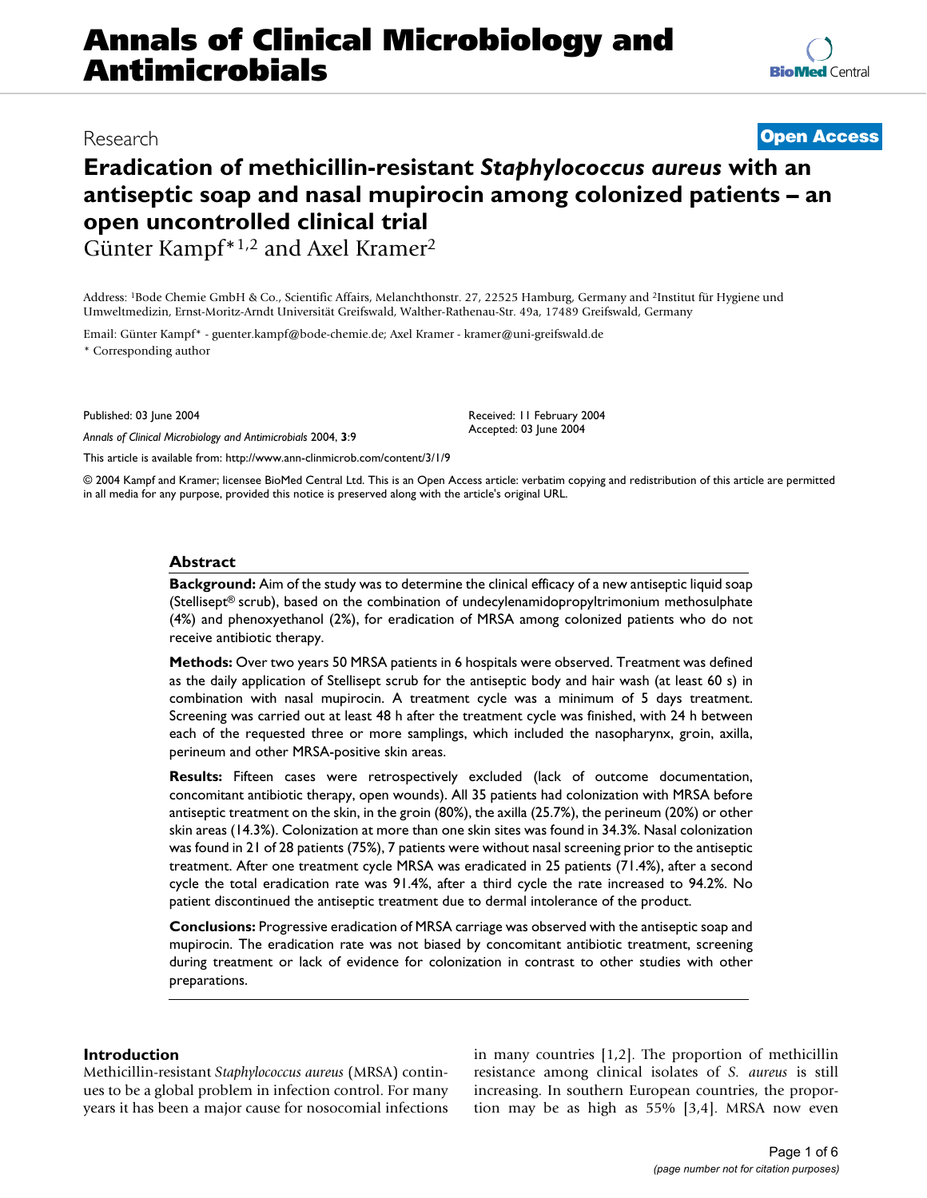# Annals of Clinical Microbiology and Antimicrobials

Research

**Open Access**

## Eradication of methicillin-resistant *Staphylococcus aureus* with an antiseptic soap and nasal mupirocin among colonized patients – an open uncontrolled clinical trial

Günter Kampf*[1,2] and Axel Kramer[2]

Address: [1]Bode Chemie GmbH & Co., Scientific Affairs, Melanchthonstr. 27, 22525 Hamburg, Germany and [2]Institut für Hygiene und Umweltmedizin, Ernst-Moritz-Arndt Universität Greifswald, Walther-Rathenau-Str. 49a, 17489 Greifswald, Germany

Email: Günter Kampf* - guenter.kampf@bode-chemie.de; Axel Kramer - kramer@uni-greifswald.de

\* Corresponding author

Published: 03 June 2004

*Annals of Clinical Microbiology and Antimicrobials* 2004, **3**:9

This article is available from: http://www.ann-clinmicrob.com/content/3/1/9

Received: 11 February 2004
Accepted: 03 June 2004

© 2004 Kampf and Kramer; licensee BioMed Central Ltd. This is an Open Access article: verbatim copying and redistribution of this article are permitted in all media for any purpose, provided this notice is preserved along with the article's original URL.

### Abstract

**Background:** Aim of the study was to determine the clinical efficacy of a new antiseptic liquid soap (Stellisept® scrub), based on the combination of undecylenamidopropyltrimonium methosulphate (4%) and phenoxyethanol (2%), for eradication of MRSA among colonized patients who do not receive antibiotic therapy.

**Methods:** Over two years 50 MRSA patients in 6 hospitals were observed. Treatment was defined as the daily application of Stellisept scrub for the antiseptic body and hair wash (at least 60 s) in combination with nasal mupirocin. A treatment cycle was a minimum of 5 days treatment. Screening was carried out at least 48 h after the treatment cycle was finished, with 24 h between each of the requested three or more samplings, which included the nasopharynx, groin, axilla, perineum and other MRSA-positive skin areas.

**Results:** Fifteen cases were retrospectively excluded (lack of outcome documentation, concomitant antibiotic therapy, open wounds). All 35 patients had colonization with MRSA before antiseptic treatment on the skin, in the groin (80%), the axilla (25.7%), the perineum (20%) or other skin areas (14.3%). Colonization at more than one skin sites was found in 34.3%. Nasal colonization was found in 21 of 28 patients (75%), 7 patients were without nasal screening prior to the antiseptic treatment. After one treatment cycle MRSA was eradicated in 25 patients (71.4%), after a second cycle the total eradication rate was 91.4%, after a third cycle the rate increased to 94.2%. No patient discontinued the antiseptic treatment due to dermal intolerance of the product.

**Conclusions:** Progressive eradication of MRSA carriage was observed with the antiseptic soap and mupirocin. The eradication rate was not biased by concomitant antibiotic treatment, screening during treatment or lack of evidence for colonization in contrast to other studies with other preparations.

### Introduction

Methicillin-resistant *Staphylococcus aureus* (MRSA) continues to be a global problem in infection control. For many years it has been a major cause for nosocomial infections in many countries [1,2]. The proportion of methicillin resistance among clinical isolates of *S. aureus* is still increasing. In southern European countries, the proportion may be as high as 55% [3,4]. MRSA now even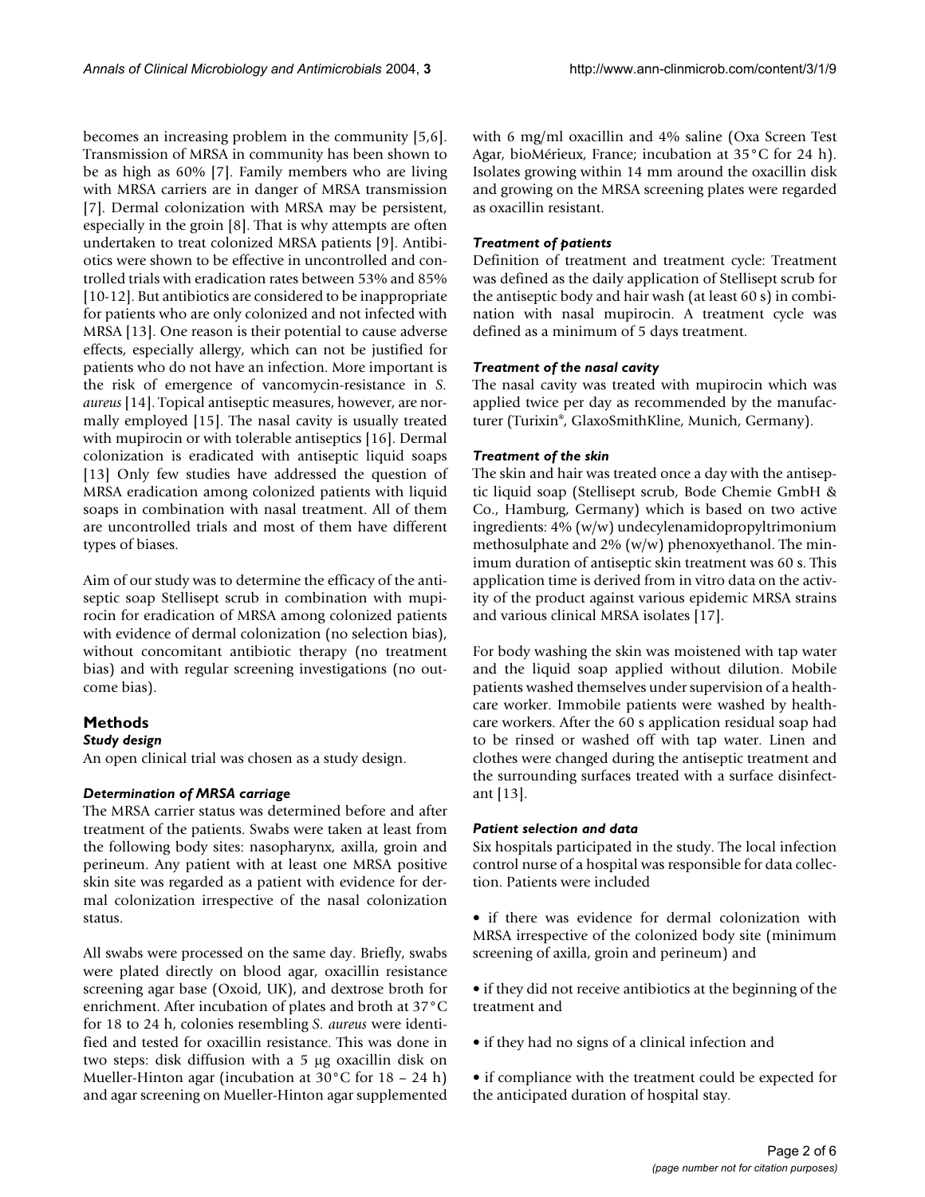becomes an increasing problem in the community [5,6]. Transmission of MRSA in community has been shown to be as high as 60% [7]. Family members who are living with MRSA carriers are in danger of MRSA transmission [7]. Dermal colonization with MRSA may be persistent, especially in the groin [8]. That is why attempts are often undertaken to treat colonized MRSA patients [9]. Antibiotics were shown to be effective in uncontrolled and controlled trials with eradication rates between 53% and 85% [10-12]. But antibiotics are considered to be inappropriate for patients who are only colonized and not infected with MRSA [13]. One reason is their potential to cause adverse effects, especially allergy, which can not be justified for patients who do not have an infection. More important is the risk of emergence of vancomycin-resistance in *S. aureus* [14]. Topical antiseptic measures, however, are normally employed [15]. The nasal cavity is usually treated with mupirocin or with tolerable antiseptics [16]. Dermal colonization is eradicated with antiseptic liquid soaps [13] Only few studies have addressed the question of MRSA eradication among colonized patients with liquid soaps in combination with nasal treatment. All of them are uncontrolled trials and most of them have different types of biases.

Aim of our study was to determine the efficacy of the antiseptic soap Stellisept scrub in combination with mupirocin for eradication of MRSA among colonized patients with evidence of dermal colonization (no selection bias), without concomitant antibiotic therapy (no treatment bias) and with regular screening investigations (no outcome bias).

## Methods

### *Study design*

An open clinical trial was chosen as a study design.

### *Determination of MRSA carriage*

The MRSA carrier status was determined before and after treatment of the patients. Swabs were taken at least from the following body sites: nasopharynx, axilla, groin and perineum. Any patient with at least one MRSA positive skin site was regarded as a patient with evidence for dermal colonization irrespective of the nasal colonization status.

All swabs were processed on the same day. Briefly, swabs were plated directly on blood agar, oxacillin resistance screening agar base (Oxoid, UK), and dextrose broth for enrichment. After incubation of plates and broth at 37°C for 18 to 24 h, colonies resembling *S. aureus* were identified and tested for oxacillin resistance. This was done in two steps: disk diffusion with a 5 μg oxacillin disk on Mueller-Hinton agar (incubation at 30°C for 18 – 24 h) and agar screening on Mueller-Hinton agar supplemented with 6 mg/ml oxacillin and 4% saline (Oxa Screen Test Agar, bioMérieux, France; incubation at 35°C for 24 h). Isolates growing within 14 mm around the oxacillin disk and growing on the MRSA screening plates were regarded as oxacillin resistant.

### *Treatment of patients*

Definition of treatment and treatment cycle: Treatment was defined as the daily application of Stellisept scrub for the antiseptic body and hair wash (at least 60 s) in combination with nasal mupirocin. A treatment cycle was defined as a minimum of 5 days treatment.

### *Treatment of the nasal cavity*

The nasal cavity was treated with mupirocin which was applied twice per day as recommended by the manufacturer (Turixin®, GlaxoSmithKline, Munich, Germany).

### *Treatment of the skin*

The skin and hair was treated once a day with the antiseptic liquid soap (Stellisept scrub, Bode Chemie GmbH & Co., Hamburg, Germany) which is based on two active ingredients: 4% (w/w) undecylenamidopropyltrimonium methosulphate and 2% (w/w) phenoxyethanol. The minimum duration of antiseptic skin treatment was 60 s. This application time is derived from in vitro data on the activity of the product against various epidemic MRSA strains and various clinical MRSA isolates [17].

For body washing the skin was moistened with tap water and the liquid soap applied without dilution. Mobile patients washed themselves under supervision of a healthcare worker. Immobile patients were washed by healthcare workers. After the 60 s application residual soap had to be rinsed or washed off with tap water. Linen and clothes were changed during the antiseptic treatment and the surrounding surfaces treated with a surface disinfectant [13].

### *Patient selection and data*

Six hospitals participated in the study. The local infection control nurse of a hospital was responsible for data collection. Patients were included

- if there was evidence for dermal colonization with MRSA irrespective of the colonized body site (minimum screening of axilla, groin and perineum) and
- if they did not receive antibiotics at the beginning of the treatment and
- if they had no signs of a clinical infection and
- if compliance with the treatment could be expected for the anticipated duration of hospital stay.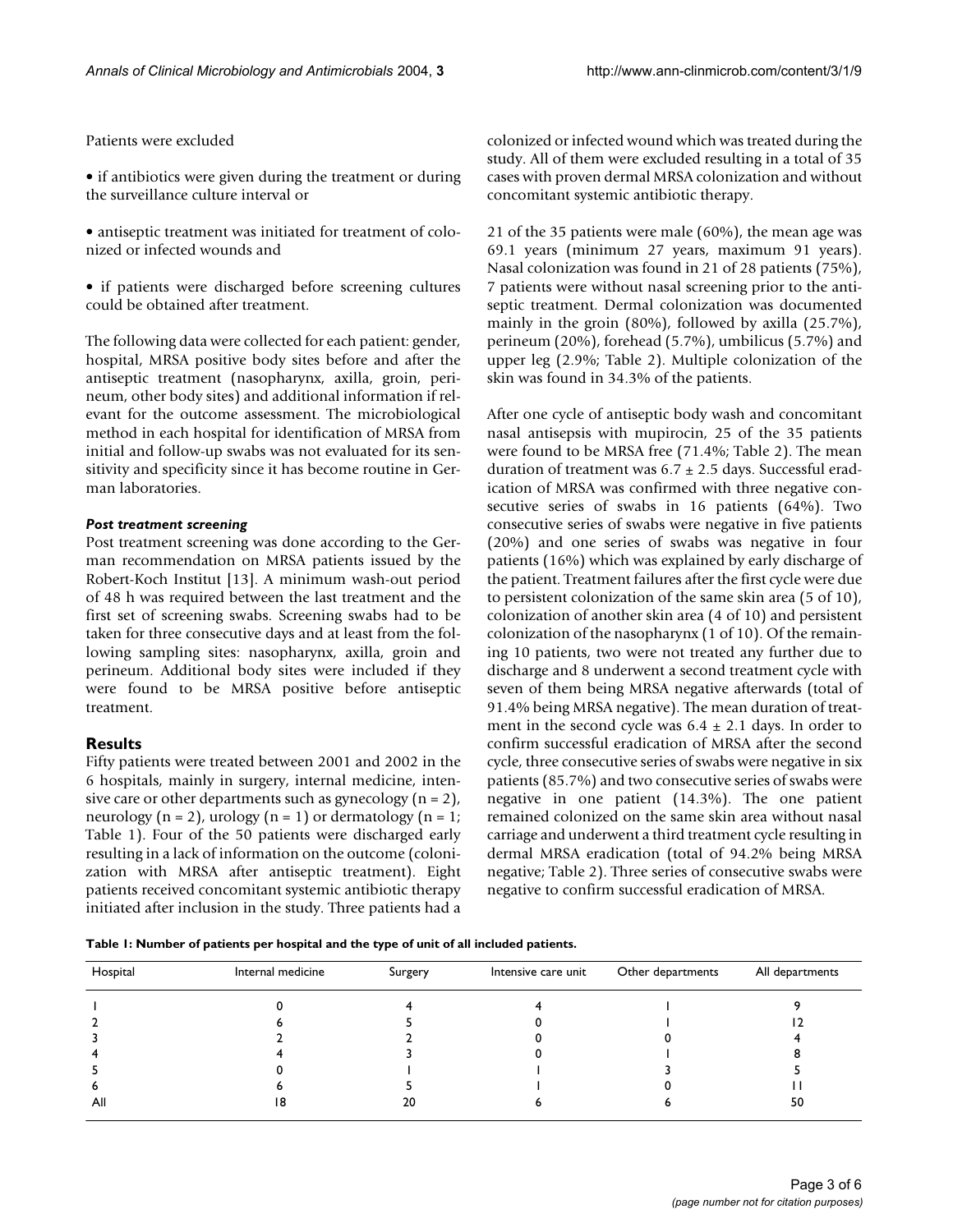Patients were excluded

- if antibiotics were given during the treatment or during the surveillance culture interval or
- antiseptic treatment was initiated for treatment of colonized or infected wounds and
- if patients were discharged before screening cultures could be obtained after treatment.

The following data were collected for each patient: gender, hospital, MRSA positive body sites before and after the antiseptic treatment (nasopharynx, axilla, groin, perineum, other body sites) and additional information if relevant for the outcome assessment. The microbiological method in each hospital for identification of MRSA from initial and follow-up swabs was not evaluated for its sensitivity and specificity since it has become routine in German laboratories.

### *Post treatment screening*

Post treatment screening was done according to the German recommendation on MRSA patients issued by the Robert-Koch Institut [13]. A minimum wash-out period of 48 h was required between the last treatment and the first set of screening swabs. Screening swabs had to be taken for three consecutive days and at least from the following sampling sites: nasopharynx, axilla, groin and perineum. Additional body sites were included if they were found to be MRSA positive before antiseptic treatment.

## Results

Fifty patients were treated between 2001 and 2002 in the 6 hospitals, mainly in surgery, internal medicine, intensive care or other departments such as gynecology (n = 2), neurology (n = 2), urology (n = 1) or dermatology (n = 1; Table 1). Four of the 50 patients were discharged early resulting in a lack of information on the outcome (colonization with MRSA after antiseptic treatment). Eight patients received concomitant systemic antibiotic therapy initiated after inclusion in the study. Three patients had a colonized or infected wound which was treated during the study. All of them were excluded resulting in a total of 35 cases with proven dermal MRSA colonization and without concomitant systemic antibiotic therapy.

21 of the 35 patients were male (60%), the mean age was 69.1 years (minimum 27 years, maximum 91 years). Nasal colonization was found in 21 of 28 patients (75%), 7 patients were without nasal screening prior to the antiseptic treatment. Dermal colonization was documented mainly in the groin (80%), followed by axilla (25.7%), perineum (20%), forehead (5.7%), umbilicus (5.7%) and upper leg (2.9%; Table 2). Multiple colonization of the skin was found in 34.3% of the patients.

After one cycle of antiseptic body wash and concomitant nasal antisepsis with mupirocin, 25 of the 35 patients were found to be MRSA free (71.4%; Table 2). The mean duration of treatment was 6.7 ± 2.5 days. Successful eradication of MRSA was confirmed with three negative consecutive series of swabs in 16 patients (64%). Two consecutive series of swabs were negative in five patients (20%) and one series of swabs was negative in four patients (16%) which was explained by early discharge of the patient. Treatment failures after the first cycle were due to persistent colonization of the same skin area (5 of 10), colonization of another skin area (4 of 10) and persistent colonization of the nasopharynx (1 of 10). Of the remaining 10 patients, two were not treated any further due to discharge and 8 underwent a second treatment cycle with seven of them being MRSA negative afterwards (total of 91.4% being MRSA negative). The mean duration of treatment in the second cycle was 6.4 ± 2.1 days. In order to confirm successful eradication of MRSA after the second cycle, three consecutive series of swabs were negative in six patients (85.7%) and two consecutive series of swabs were negative in one patient (14.3%). The one patient remained colonized on the same skin area without nasal carriage and underwent a third treatment cycle resulting in dermal MRSA eradication (total of 94.2% being MRSA negative; Table 2). Three series of consecutive swabs were negative to confirm successful eradication of MRSA.

**Table 1: Number of patients per hospital and the type of unit of all included patients.**

| Hospital | Internal medicine | Surgery | Intensive care unit | Other departments | All departments |
|---|---|---|---|---|---|
| 1 | 0 | 4 | 4 | 1 | 9 |
| 2 | 6 | 5 | 0 | 1 | 12 |
| 3 | 2 | 2 | 0 | 0 | 4 |
| 4 | 4 | 3 | 0 | 1 | 8 |
| 5 | 0 | 1 | 1 | 3 | 5 |
| 6 | 6 | 5 | 1 | 0 | 11 |
| All | 18 | 20 | 6 | 6 | 50 |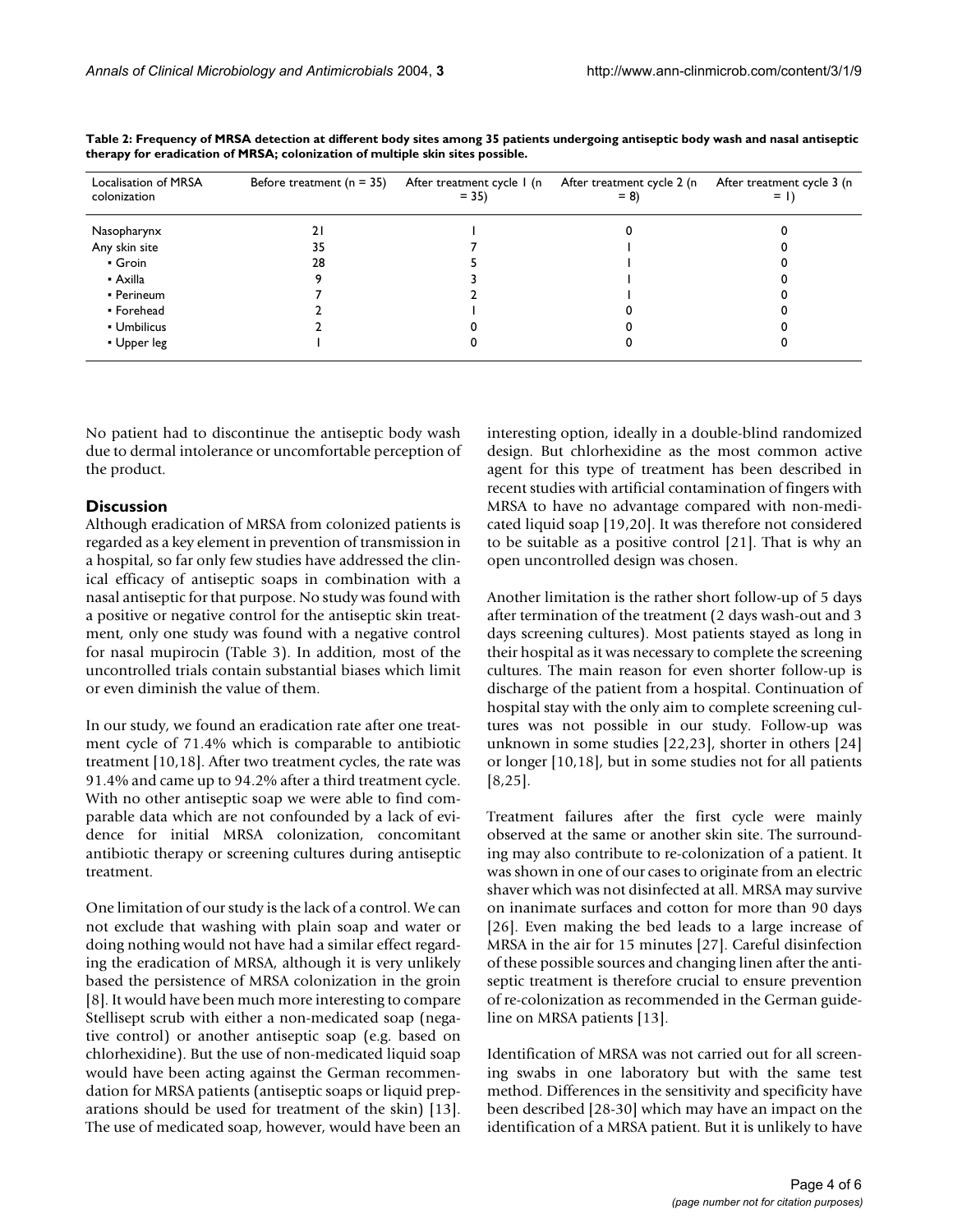**Table 2: Frequency of MRSA detection at different body sites among 35 patients undergoing antiseptic body wash and nasal antiseptic therapy for eradication of MRSA; colonization of multiple skin sites possible.**

| Localisation of MRSA colonization | Before treatment (n = 35) | After treatment cycle 1 (n = 35) | After treatment cycle 2 (n = 8) | After treatment cycle 3 (n = 1) |
|---|---|---|---|---|
| Nasopharynx | 21 | 1 | 0 | 0 |
| Any skin site | 35 | 7 | 1 | 0 |
| • Groin | 28 | 5 | 1 | 0 |
| • Axilla | 9 | 3 | 1 | 0 |
| • Perineum | 7 | 2 | 1 | 0 |
| • Forehead | 2 | 1 | 0 | 0 |
| • Umbilicus | 2 | 0 | 0 | 0 |
| • Upper leg | 1 | 0 | 0 | 0 |

No patient had to discontinue the antiseptic body wash due to dermal intolerance or uncomfortable perception of the product.

## Discussion

Although eradication of MRSA from colonized patients is regarded as a key element in prevention of transmission in a hospital, so far only few studies have addressed the clinical efficacy of antiseptic soaps in combination with a nasal antiseptic for that purpose. No study was found with a positive or negative control for the antiseptic skin treatment, only one study was found with a negative control for nasal mupirocin (Table 3). In addition, most of the uncontrolled trials contain substantial biases which limit or even diminish the value of them.

In our study, we found an eradication rate after one treatment cycle of 71.4% which is comparable to antibiotic treatment [10,18]. After two treatment cycles, the rate was 91.4% and came up to 94.2% after a third treatment cycle. With no other antiseptic soap we were able to find comparable data which are not confounded by a lack of evidence for initial MRSA colonization, concomitant antibiotic therapy or screening cultures during antiseptic treatment.

One limitation of our study is the lack of a control. We can not exclude that washing with plain soap and water or doing nothing would not have had a similar effect regarding the eradication of MRSA, although it is very unlikely based the persistence of MRSA colonization in the groin [8]. It would have been much more interesting to compare Stellisept scrub with either a non-medicated soap (negative control) or another antiseptic soap (e.g. based on chlorhexidine). But the use of non-medicated liquid soap would have been acting against the German recommendation for MRSA patients (antiseptic soaps or liquid preparations should be used for treatment of the skin) [13]. The use of medicated soap, however, would have been an interesting option, ideally in a double-blind randomized design. But chlorhexidine as the most common active agent for this type of treatment has been described in recent studies with artificial contamination of fingers with MRSA to have no advantage compared with non-medicated liquid soap [19,20]. It was therefore not considered to be suitable as a positive control [21]. That is why an open uncontrolled design was chosen.

Another limitation is the rather short follow-up of 5 days after termination of the treatment (2 days wash-out and 3 days screening cultures). Most patients stayed as long in their hospital as it was necessary to complete the screening cultures. The main reason for even shorter follow-up is discharge of the patient from a hospital. Continuation of hospital stay with the only aim to complete screening cultures was not possible in our study. Follow-up was unknown in some studies [22,23], shorter in others [24] or longer [10,18], but in some studies not for all patients [8,25].

Treatment failures after the first cycle were mainly observed at the same or another skin site. The surrounding may also contribute to re-colonization of a patient. It was shown in one of our cases to originate from an electric shaver which was not disinfected at all. MRSA may survive on inanimate surfaces and cotton for more than 90 days [26]. Even making the bed leads to a large increase of MRSA in the air for 15 minutes [27]. Careful disinfection of these possible sources and changing linen after the antiseptic treatment is therefore crucial to ensure prevention of re-colonization as recommended in the German guideline on MRSA patients [13].

Identification of MRSA was not carried out for all screening swabs in one laboratory but with the same test method. Differences in the sensitivity and specificity have been described [28-30] which may have an impact on the identification of a MRSA patient. But it is unlikely to have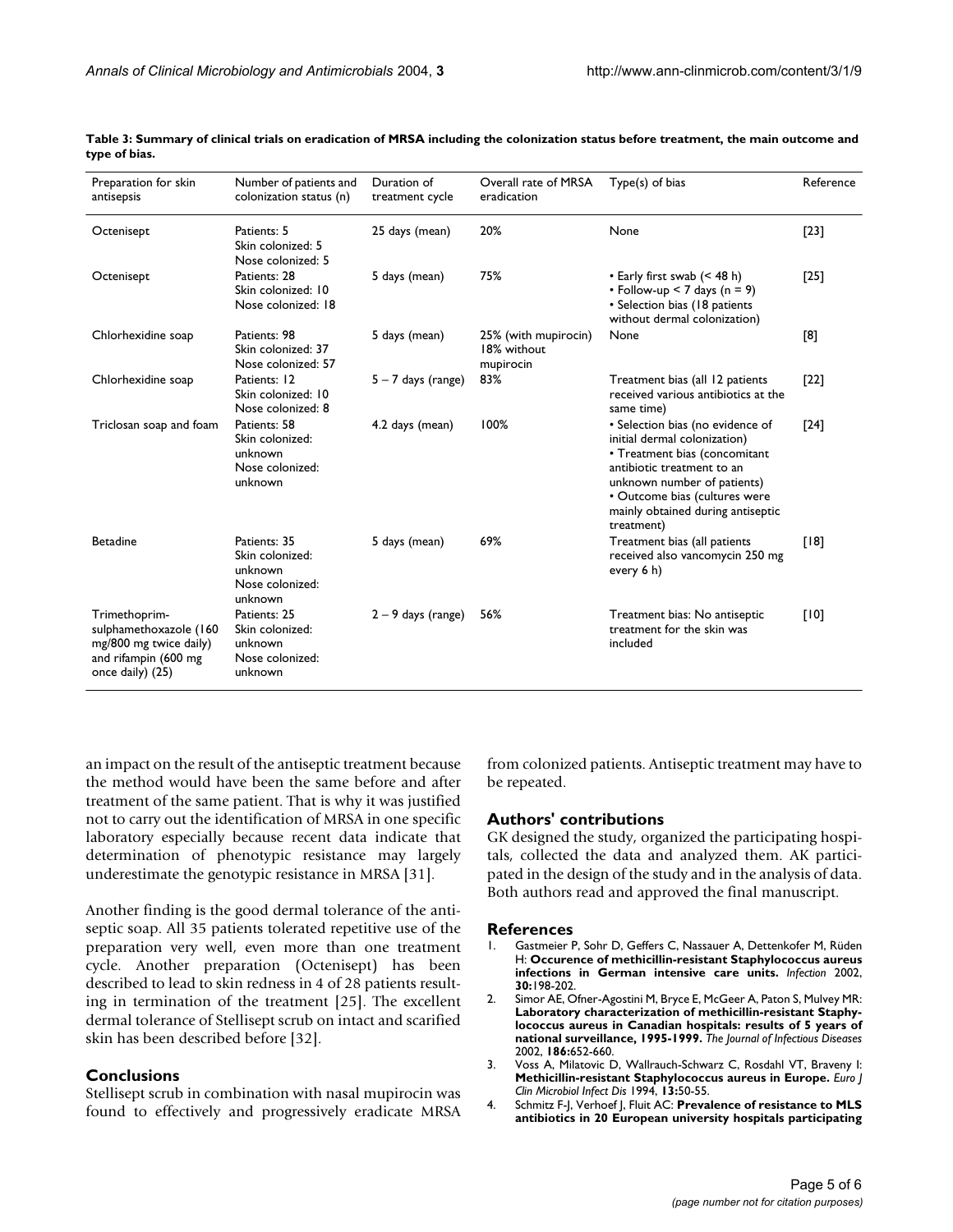**Table 3: Summary of clinical trials on eradication of MRSA including the colonization status before treatment, the main outcome and type of bias.**

| Preparation for skin antisepsis | Number of patients and colonization status (n) | Duration of treatment cycle | Overall rate of MRSA eradication | Type(s) of bias | Reference |
|---|---|---|---|---|---|
| Octenisept | Patients: 5<br>Skin colonized: 5<br>Nose colonized: 5 | 25 days (mean) | 20% | None | [23] |
| Octenisept | Patients: 28<br>Skin colonized: 10<br>Nose colonized: 18 | 5 days (mean) | 75% | • Early first swab (< 48 h)<br>• Follow-up < 7 days (n = 9)<br>• Selection bias (18 patients without dermal colonization) | [25] |
| Chlorhexidine soap | Patients: 98<br>Skin colonized: 37<br>Nose colonized: 57 | 5 days (mean) | 25% (with mupirocin)<br>18% without mupirocin | None | [8] |
| Chlorhexidine soap | Patients: 12<br>Skin colonized: 10<br>Nose colonized: 8 | 5 – 7 days (range) | 83% | Treatment bias (all 12 patients received various antibiotics at the same time) | [22] |
| Triclosan soap and foam | Patients: 58<br>Skin colonized: unknown<br>Nose colonized: unknown | 4.2 days (mean) | 100% | • Selection bias (no evidence of initial dermal colonization)<br>• Treatment bias (concomitant antibiotic treatment to an unknown number of patients)<br>• Outcome bias (cultures were mainly obtained during antiseptic treatment) | [24] |
| Betadine | Patients: 35<br>Skin colonized: unknown<br>Nose colonized: unknown | 5 days (mean) | 69% | Treatment bias (all patients received also vancomycin 250 mg every 6 h) | [18] |
| Trimethoprim-sulphamethoxazole (160 mg/800 mg twice daily) and rifampin (600 mg once daily) (25) | Patients: 25<br>Skin colonized: unknown<br>Nose colonized: unknown | 2 – 9 days (range) | 56% | Treatment bias: No antiseptic treatment for the skin was included | [10] |

an impact on the result of the antiseptic treatment because the method would have been the same before and after treatment of the same patient. That is why it was justified not to carry out the identification of MRSA in one specific laboratory especially because recent data indicate that determination of phenotypic resistance may largely underestimate the genotypic resistance in MRSA [31].

Another finding is the good dermal tolerance of the antiseptic soap. All 35 patients tolerated repetitive use of the preparation very well, even more than one treatment cycle. Another preparation (Octenisept) has been described to lead to skin redness in 4 of 28 patients resulting in termination of the treatment [25]. The excellent dermal tolerance of Stellisept scrub on intact and scarified skin has been described before [32].

## Conclusions

Stellisept scrub in combination with nasal mupirocin was found to effectively and progressively eradicate MRSA from colonized patients. Antiseptic treatment may have to be repeated.

## Authors' contributions

GK designed the study, organized the participating hospitals, collected the data and analyzed them. AK participated in the design of the study and in the analysis of data. Both authors read and approved the final manuscript.

## References

1. Gastmeier P, Sohr D, Geffers C, Nassauer A, Dettenkofer M, Rüden H: **Occurence of methicillin-resistant Staphylococcus aureus infections in German intensive care units.** *Infection* 2002, **30:**198-202.
2. Simor AE, Ofner-Agostini M, Bryce E, McGeer A, Paton S, Mulvey MR: **Laboratory characterization of methicillin-resistant Staphylococcus aureus in Canadian hospitals: results of 5 years of national surveillance, 1995-1999.** *The Journal of Infectious Diseases* 2002, **186:**652-660.
3. Voss A, Milatovic D, Wallrauch-Schwarz C, Rosdahl VT, Braveny I: **Methicillin-resistant Staphylococcus aureus in Europe.** *Euro J Clin Microbiol Infect Dis* 1994, **13:**50-55.
4. Schmitz F-J, Verhoef J, Fluit AC: **Prevalence of resistance to MLS antibiotics in 20 European university hospitals participating**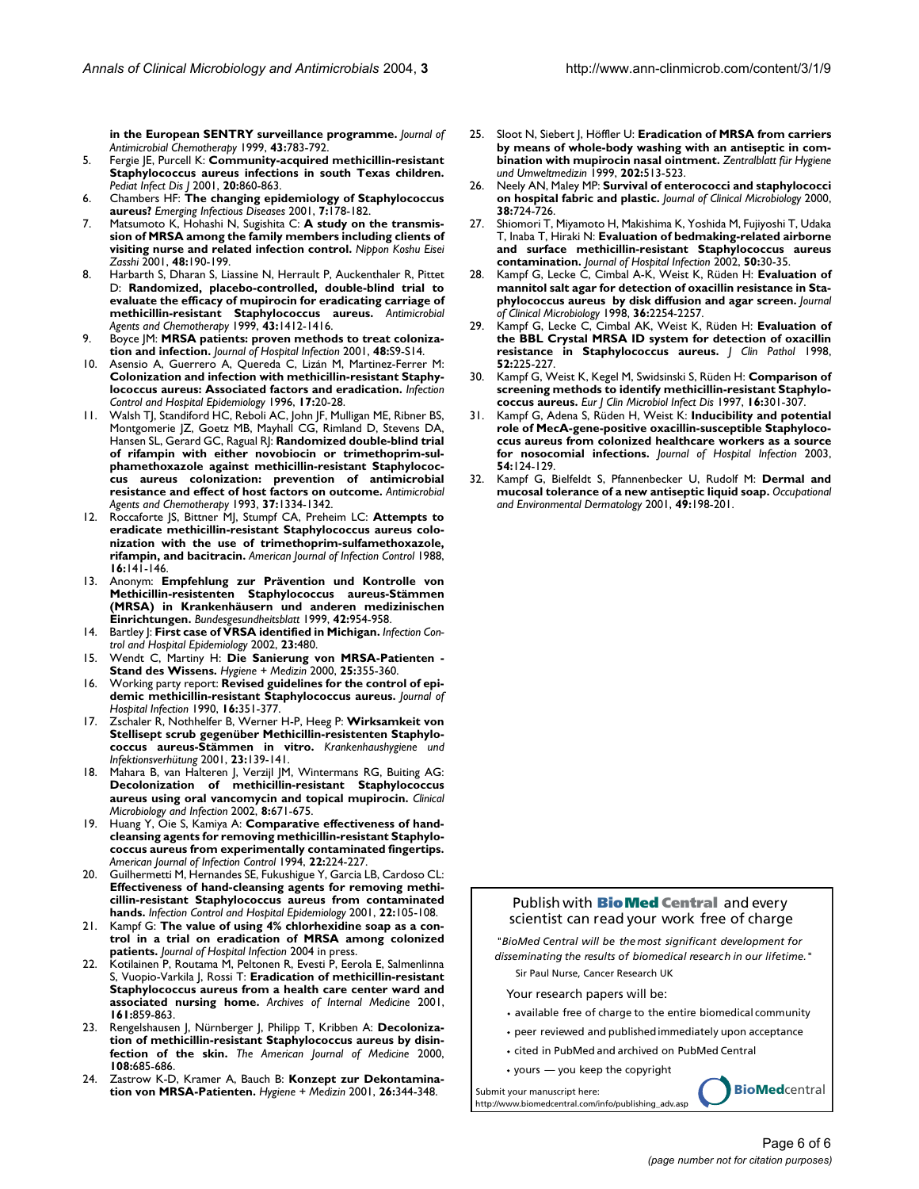in the European SENTRY surveillance programme. *Journal of Antimicrobial Chemotherapy* 1999, 43:783-792.

5. Fergie JE, Purcell K: **Community-acquired methicillin-resistant Staphylococcus aureus infections in south Texas children.** *Pediat Infect Dis J* 2001, 20:860-863.
6. Chambers HF: **The changing epidemiology of Staphylococcus aureus?** *Emerging Infectious Diseases* 2001, 7:178-182.
7. Matsumoto K, Hohashi N, Sugishita C: **A study on the transmission of MRSA among the family members including clients of visiting nurse and related infection control.** *Nippon Koshu Eisei Zasshi* 2001, 48:190-199.
8. Harbarth S, Dharan S, Liassine N, Herrault P, Auckenthaler R, Pittet D: **Randomized, placebo-controlled, double-blind trial to evaluate the efficacy of mupirocin for eradicating carriage of methicillin-resistant Staphylococcus aureus.** *Antimicrobial Agents and Chemotherapy* 1999, 43:1412-1416.
9. Boyce JM: **MRSA patients: proven methods to treat colonization and infection.** *Journal of Hospital Infection* 2001, 48:S9-S14.
10. Asensio A, Guerrero A, Quereda C, Lizán M, Martinez-Ferrer M: **Colonization and infection with methicillin-resistant Staphylococcus aureus: Associated factors and eradication.** *Infection Control and Hospital Epidemiology* 1996, 17:20-28.
11. Walsh TJ, Standiford HC, Reboli AC, John JF, Mulligan ME, Ribner BS, Montgomerie JZ, Goetz MB, Mayhall CG, Rimland D, Stevens DA, Hansen SL, Gerard GC, Ragual RJ: **Randomized double-blind trial of rifampin with either novobiocin or trimethoprim-sulphamethoxazole against methicillin-resistant Staphylococcus aureus colonization: prevention of antimicrobial resistance and effect of host factors on outcome.** *Antimicrobial Agents and Chemotherapy* 1993, 37:1334-1342.
12. Roccaforte JS, Bittner MJ, Stumpf CA, Preheim LC: **Attempts to eradicate methicillin-resistant Staphylococcus aureus colonization with the use of trimethoprim-sulfamethoxazole, rifampin, and bacitracin.** *American Journal of Infection Control* 1988, 16:141-146.
13. Anonym: **Empfehlung zur Prävention und Kontrolle von Methicillin-resistenten Staphylococcus aureus-Stämmen (MRSA) in Krankenhäusern und anderen medizinischen Einrichtungen.** *Bundesgesundheitsblatt* 1999, 42:954-958.
14. Bartley J: **First case of VRSA identified in Michigan.** *Infection Control and Hospital Epidemiology* 2002, 23:480.
15. Wendt C, Martiny H: **Die Sanierung von MRSA-Patienten - Stand des Wissens.** *Hygiene + Medizin* 2000, 25:355-360.
16. Working party report: **Revised guidelines for the control of epidemic methicillin-resistant Staphylococcus aureus.** *Journal of Hospital Infection* 1990, 16:351-377.
17. Zschaler R, Nothhelfer B, Werner H-P, Heeg P: **Wirksamkeit von Stellisept scrub gegenüber Methicillin-resistenten Staphylococcus aureus-Stämmen in vitro.** *Krankenhaushygiene und Infektionsverhütung* 2001, 23:139-141.
18. Mahara B, van Halteren J, Verzijl JM, Wintermans RG, Buiting AG: **Decolonization of methicillin-resistant Staphylococcus aureus using oral vancomycin and topical mupirocin.** *Clinical Microbiology and Infection* 2002, 8:671-675.
19. Huang Y, Oie S, Kamiya A: **Comparative effectiveness of hand-cleansing agents for removing methicillin-resistant Staphylococcus aureus from experimentally contaminated fingertips.** *American Journal of Infection Control* 1994, 22:224-227.
20. Guilhermetti M, Hernandes SE, Fukushigue Y, Garcia LB, Cardoso CL: **Effectiveness of hand-cleansing agents for removing methicillin-resistant Staphylococcus aureus from contaminated hands.** *Infection Control and Hospital Epidemiology* 2001, 22:105-108.
21. Kampf G: **The value of using 4% chlorhexidine soap as a control in a trial on eradication of MRSA among colonized patients.** *Journal of Hospital Infection* 2004 in press.
22. Kotilainen P, Routama M, Peltonen R, Evesti P, Eerola E, Salmenlinna S, Vuopio-Varkila J, Rossi T: **Eradication of methicillin-resistant Staphylococcus aureus from a health care center ward and associated nursing home.** *Archives of Internal Medicine* 2001, 161:859-863.
23. Rengelshausen J, Nürnberger J, Philipp T, Kribben A: **Decolonization of methicillin-resistant Staphylococcus aureus by disinfection of the skin.** *The American Journal of Medicine* 2000, 108:685-686.
24. Zastrow K-D, Kramer A, Bauch B: **Konzept zur Dekontamination von MRSA-Patienten.** *Hygiene + Medizin* 2001, 26:344-348.
25. Sloot N, Siebert J, Höffler U: **Eradication of MRSA from carriers by means of whole-body washing with an antiseptic in combination with mupirocin nasal ointment.** *Zentralblatt für Hygiene und Umweltmedizin* 1999, 202:513-523.
26. Neely AN, Maley MP: **Survival of enterococci and staphylococci on hospital fabric and plastic.** *Journal of Clinical Microbiology* 2000, 38:724-726.
27. Shiomori T, Miyamoto H, Makishima K, Yoshida M, Fujiyoshi T, Udaka T, Inaba T, Hiraki N: **Evaluation of bedmaking-related airborne and surface methicillin-resistant Staphylococcus aureus contamination.** *Journal of Hospital Infection* 2002, 50:30-35.
28. Kampf G, Lecke C, Cimbal A-K, Weist K, Rüden H: **Evaluation of mannitol salt agar for detection of oxacillin resistance in Staphylococcus aureus by disk diffusion and agar screen.** *Journal of Clinical Microbiology* 1998, 36:2254-2257.
29. Kampf G, Lecke C, Cimbal AK, Weist K, Rüden H: **Evaluation of the BBL Crystal MRSA ID system for detection of oxacillin resistance in Staphylococcus aureus.** *J Clin Pathol* 1998, 52:225-227.
30. Kampf G, Weist K, Kegel M, Swidsinski S, Rüden H: **Comparison of screening methods to identify methicillin-resistant Staphylococcus aureus.** *Eur J Clin Microbiol Infect Dis* 1997, 16:301-307.
31. Kampf G, Adena S, Rüden H, Weist K: **Inducibility and potential role of MecA-gene-positive oxacillin-susceptible Staphylococcus aureus from colonized healthcare workers as a source for nosocomial infections.** *Journal of Hospital Infection* 2003, 54:124-129.
32. Kampf G, Bielfeldt S, Pfannenbecker U, Rudolf M: **Dermal and mucosal tolerance of a new antiseptic liquid soap.** *Occupational and Environmental Dermatology* 2001, 49:198-201.

Publish with **BioMed Central** and every scientist can read your work free of charge

*"BioMed Central will be the most significant development for disseminating the results of biomedical research in our lifetime."*

Sir Paul Nurse, Cancer Research UK

Your research papers will be:

- available free of charge to the entire biomedical community
- peer reviewed and published immediately upon acceptance
- cited in PubMed and archived on PubMed Central
- yours — you keep the copyright

Submit your manuscript here:
http://www.biomedcentral.com/info/publishing_adv.asp

BioMedcentral